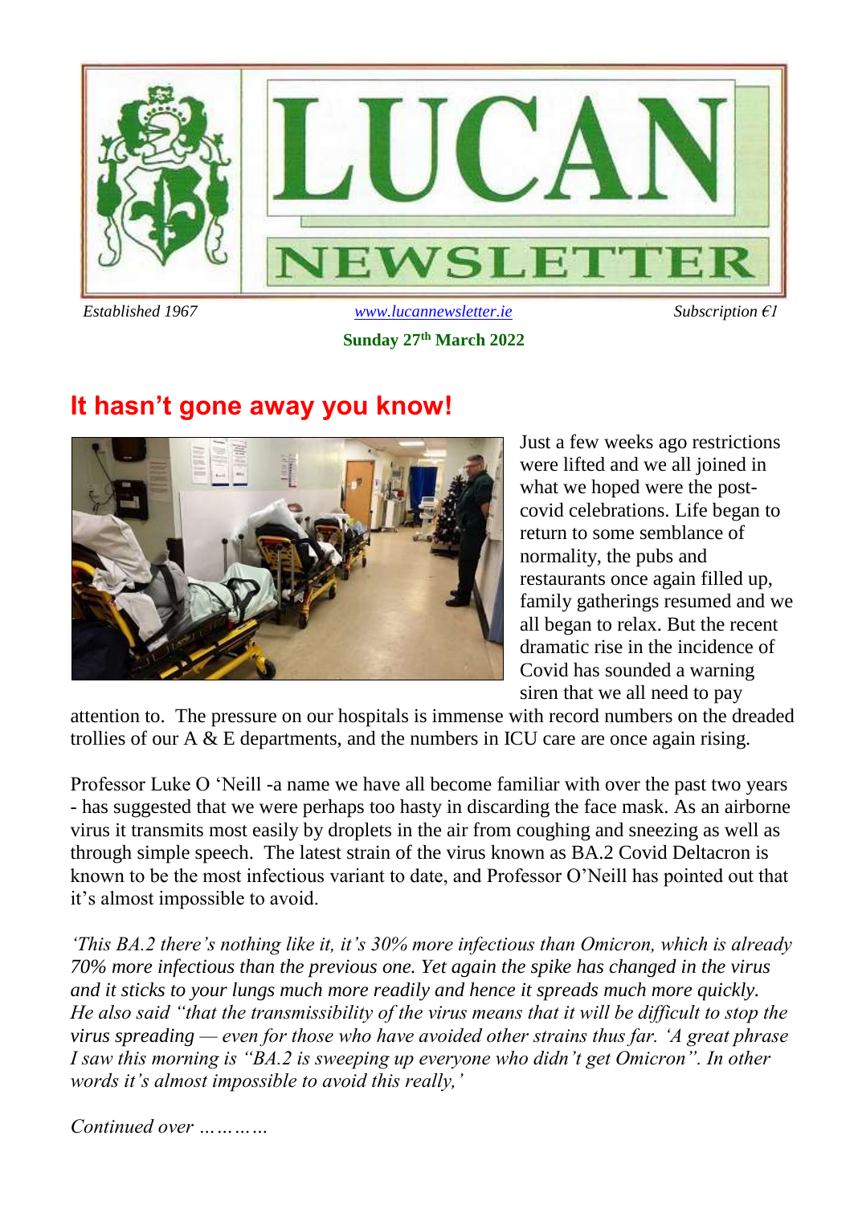# LUCAN NEWSLETTER

*Established 1967* www.lucannewsletter.ie *Subscription €1*

**Sunday 27th March 2022**

## It hasn't gone away you know!

Just a few weeks ago restrictions were lifted and we all joined in what we hoped were the post-covid celebrations. Life began to return to some semblance of normality, the pubs and restaurants once again filled up, family gatherings resumed and we all began to relax. But the recent dramatic rise in the incidence of Covid has sounded a warning siren that we all need to pay attention to. The pressure on our hospitals is immense with record numbers on the dreaded trollies of our A & E departments, and the numbers in ICU care are once again rising.

Professor Luke O 'Neill -a name we have all become familiar with over the past two years - has suggested that we were perhaps too hasty in discarding the face mask. As an airborne virus it transmits most easily by droplets in the air from coughing and sneezing as well as through simple speech. The latest strain of the virus known as BA.2 Covid Deltacron is known to be the most infectious variant to date, and Professor O'Neill has pointed out that it's almost impossible to avoid.

*'This BA.2 there's nothing like it, it's 30% more infectious than Omicron, which is already 70% more infectious than the previous one. Yet again the spike has changed in the virus and it sticks to your lungs much more readily and hence it spreads much more quickly. He also said "that the transmissibility of the virus means that it will be difficult to stop the virus spreading — even for those who have avoided other strains thus far. 'A great phrase I saw this morning is "BA.2 is sweeping up everyone who didn't get Omicron". In other words it's almost impossible to avoid this really,'*

*Continued over …………*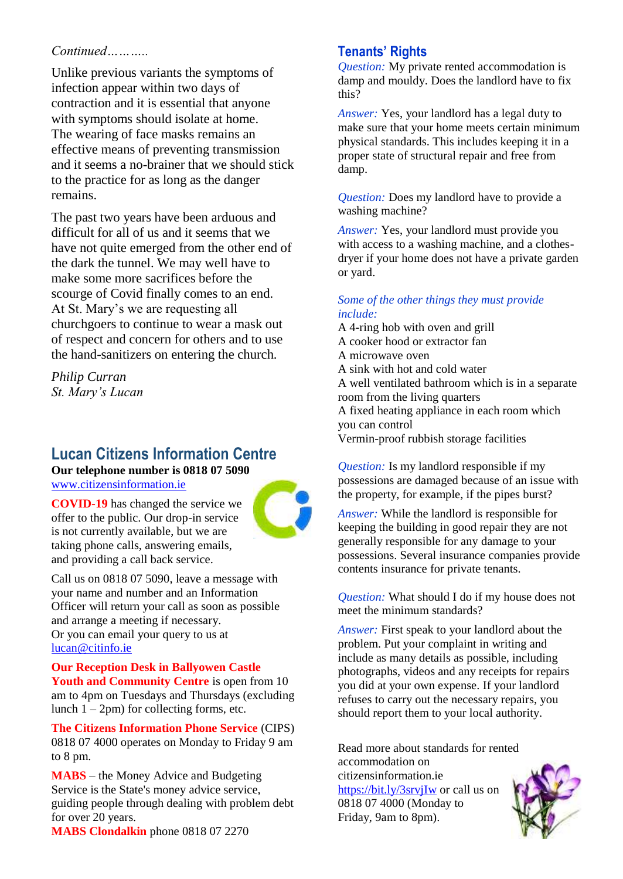*Continued………..*

Unlike previous variants the symptoms of infection appear within two days of contraction and it is essential that anyone with symptoms should isolate at home. The wearing of face masks remains an effective means of preventing transmission and it seems a no-brainer that we should stick to the practice for as long as the danger remains.

The past two years have been arduous and difficult for all of us and it seems that we have not quite emerged from the other end of the dark the tunnel. We may well have to make some more sacrifices before the scourge of Covid finally comes to an end. At St. Mary's we are requesting all churchgoers to continue to wear a mask out of respect and concern for others and to use the hand-sanitizers on entering the church.

*Philip Curran*
*St. Mary's Lucan*

## Lucan Citizens Information Centre

**Our telephone number is 0818 07 5090**
www.citizensinformation.ie

**COVID-19** has changed the service we offer to the public. Our drop-in service is not currently available, but we are taking phone calls, answering emails, and providing a call back service.

Call us on 0818 07 5090, leave a message with your name and number and an Information Officer will return your call as soon as possible and arrange a meeting if necessary.
Or you can email your query to us at lucan@citinfo.ie

**Our Reception Desk in Ballyowen Castle Youth and Community Centre** is open from 10 am to 4pm on Tuesdays and Thursdays (excluding lunch 1 – 2pm) for collecting forms, etc.

**The Citizens Information Phone Service** (CIPS) 0818 07 4000 operates on Monday to Friday 9 am to 8 pm.

**MABS** – the Money Advice and Budgeting Service is the State's money advice service, guiding people through dealing with problem debt for over 20 years.
**MABS Clondalkin** phone 0818 07 2270

## Tenants' Rights

*Question:* My private rented accommodation is damp and mouldy. Does the landlord have to fix this?

*Answer:* Yes, your landlord has a legal duty to make sure that your home meets certain minimum physical standards. This includes keeping it in a proper state of structural repair and free from damp.

*Question:* Does my landlord have to provide a washing machine?

*Answer:* Yes, your landlord must provide you with access to a washing machine, and a clothes-dryer if your home does not have a private garden or yard.

*Some of the other things they must provide include:*
A 4-ring hob with oven and grill
A cooker hood or extractor fan
A microwave oven
A sink with hot and cold water
A well ventilated bathroom which is in a separate room from the living quarters
A fixed heating appliance in each room which you can control
Vermin-proof rubbish storage facilities

*Question:* Is my landlord responsible if my possessions are damaged because of an issue with the property, for example, if the pipes burst?

*Answer:* While the landlord is responsible for keeping the building in good repair they are not generally responsible for any damage to your possessions. Several insurance companies provide contents insurance for private tenants.

*Question:* What should I do if my house does not meet the minimum standards?

*Answer:* First speak to your landlord about the problem. Put your complaint in writing and include as many details as possible, including photographs, videos and any receipts for repairs you did at your own expense. If your landlord refuses to carry out the necessary repairs, you should report them to your local authority.

Read more about standards for rented accommodation on citizensinformation.ie https://bit.ly/3srvjIw or call us on 0818 07 4000 (Monday to Friday, 9am to 8pm).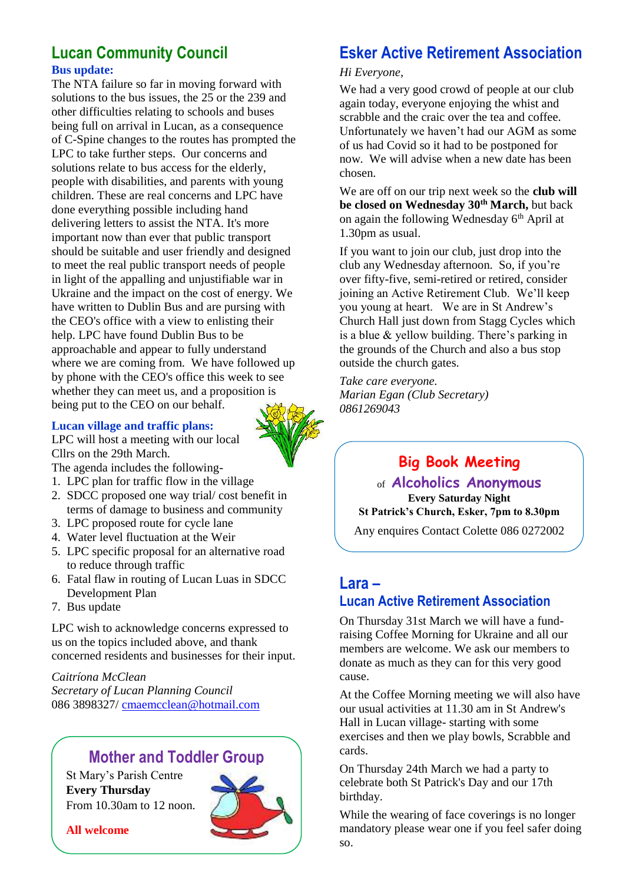## Lucan Community Council

### Bus update:

The NTA failure so far in moving forward with solutions to the bus issues, the 25 or the 239 and other difficulties relating to schools and buses being full on arrival in Lucan, as a consequence of C-Spine changes to the routes has prompted the LPC to take further steps. Our concerns and solutions relate to bus access for the elderly, people with disabilities, and parents with young children. These are real concerns and LPC have done everything possible including hand delivering letters to assist the NTA. It's more important now than ever that public transport should be suitable and user friendly and designed to meet the real public transport needs of people in light of the appalling and unjustifiable war in Ukraine and the impact on the cost of energy. We have written to Dublin Bus and are pursing with the CEO's office with a view to enlisting their help. LPC have found Dublin Bus to be approachable and appear to fully understand where we are coming from. We have followed up by phone with the CEO's office this week to see whether they can meet us, and a proposition is being put to the CEO on our behalf.

### Lucan village and traffic plans:

LPC will host a meeting with our local Cllrs on the 29th March.

The agenda includes the following-

1. LPC plan for traffic flow in the village
2. SDCC proposed one way trial/ cost benefit in terms of damage to business and community
3. LPC proposed route for cycle lane
4. Water level fluctuation at the Weir
5. LPC specific proposal for an alternative road to reduce through traffic
6. Fatal flaw in routing of Lucan Luas in SDCC Development Plan
7. Bus update

LPC wish to acknowledge concerns expressed to us on the topics included above, and thank concerned residents and businesses for their input.

*Caitríona McClean*
*Secretary of Lucan Planning Council*
086 3898327/ cmaemcclean@hotmail.com

## Mother and Toddler Group

St Mary's Parish Centre
**Every Thursday**
From 10.30am to 12 noon.

**All welcome**

## Esker Active Retirement Association

*Hi Everyone,*

We had a very good crowd of people at our club again today, everyone enjoying the whist and scrabble and the craic over the tea and coffee. Unfortunately we haven't had our AGM as some of us had Covid so it had to be postponed for now. We will advise when a new date has been chosen.

We are off on our trip next week so the **club will be closed on Wednesday 30th March,** but back on again the following Wednesday 6th April at 1.30pm as usual.

If you want to join our club, just drop into the club any Wednesday afternoon. So, if you're over fifty-five, semi-retired or retired, consider joining an Active Retirement Club. We'll keep you young at heart. We are in St Andrew's Church Hall just down from Stagg Cycles which is a blue & yellow building. There's parking in the grounds of the Church and also a bus stop outside the church gates.

*Take care everyone.*
*Marian Egan (Club Secretary)*
*0861269043*

## Big Book Meeting

of **Alcoholics Anonymous**
**Every Saturday Night**
**St Patrick's Church, Esker, 7pm to 8.30pm**

Any enquires Contact Colette 086 0272002

## Lara – Lucan Active Retirement Association

On Thursday 31st March we will have a fund-raising Coffee Morning for Ukraine and all our members are welcome. We ask our members to donate as much as they can for this very good cause.

At the Coffee Morning meeting we will also have our usual activities at 11.30 am in St Andrew's Hall in Lucan village- starting with some exercises and then we play bowls, Scrabble and cards.

On Thursday 24th March we had a party to celebrate both St Patrick's Day and our 17th birthday.

While the wearing of face coverings is no longer mandatory please wear one if you feel safer doing so.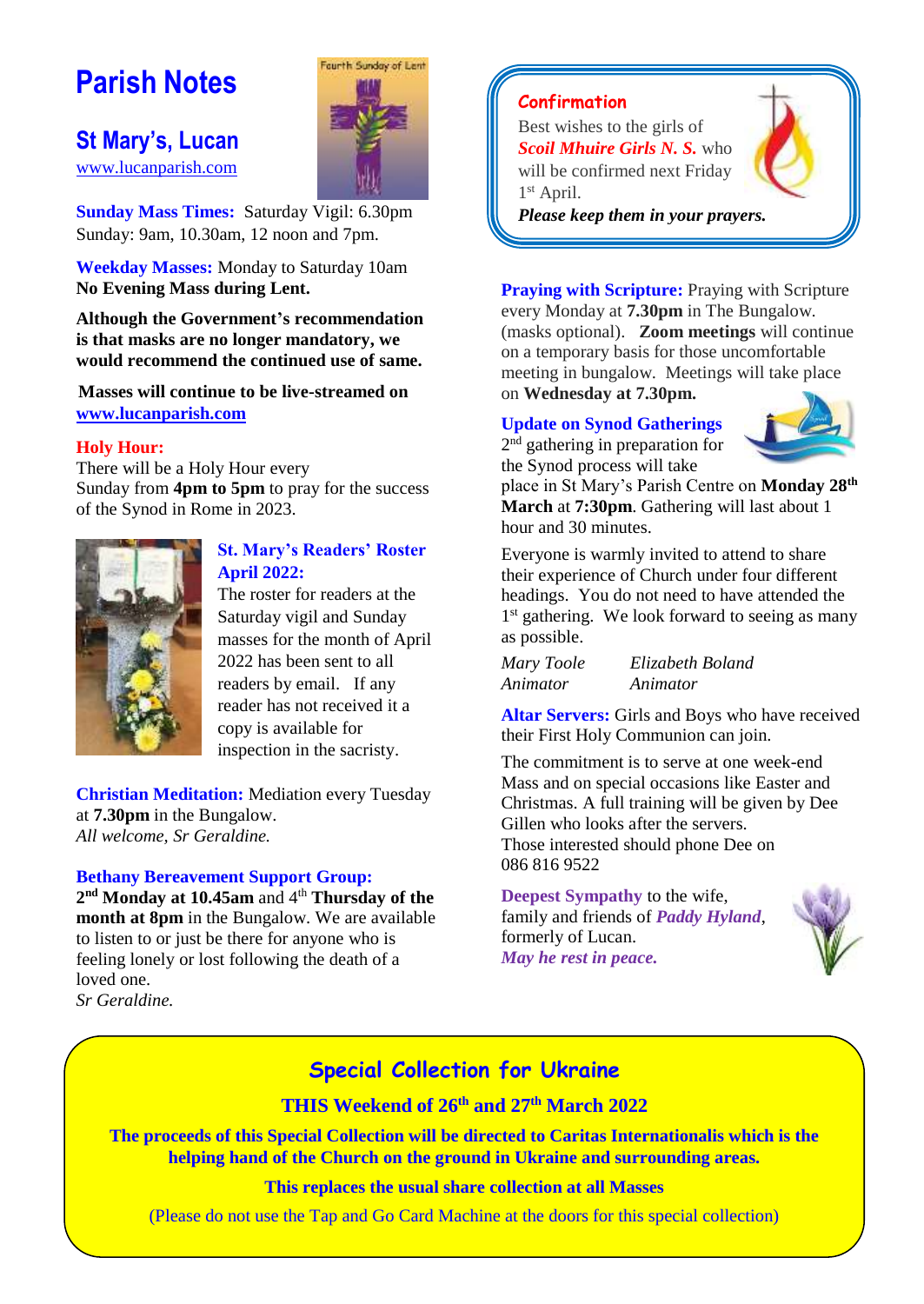# Parish Notes

## St Mary's, Lucan

www.lucanparish.com

**Sunday Mass Times:** Saturday Vigil: 6.30pm
Sunday: 9am, 10.30am, 12 noon and 7pm.

**Weekday Masses:** Monday to Saturday 10am
**No Evening Mass during Lent.**

**Although the Government's recommendation is that masks are no longer mandatory, we would recommend the continued use of same.**

**Masses will continue to be live-streamed on [www.lucanparish.com](www.lucanparish.com)**

**Holy Hour:**
There will be a Holy Hour every Sunday from **4pm to 5pm** to pray for the success of the Synod in Rome in 2023.

**St. Mary's Readers' Roster April 2022:**
The roster for readers at the Saturday vigil and Sunday masses for the month of April 2022 has been sent to all readers by email. If any reader has not received it a copy is available for inspection in the sacristy.

**Christian Meditation:** Mediation every Tuesday at **7.30pm** in the Bungalow.
*All welcome, Sr Geraldine.*

**Bethany Bereavement Support Group:**
**2nd Monday at 10.45am** and 4th **Thursday of the month at 8pm** in the Bungalow. We are available to listen to or just be there for anyone who is feeling lonely or lost following the death of a loved one.
*Sr Geraldine.*

**Confirmation**
Best wishes to the girls of ***Scoil Mhuire Girls N. S.*** who will be confirmed next Friday 1st April.
***Please keep them in your prayers.***

**Praying with Scripture:** Praying with Scripture every Monday at **7.30pm** in The Bungalow. (masks optional). **Zoom meetings** will continue on a temporary basis for those uncomfortable meeting in bungalow. Meetings will take place on **Wednesday at 7.30pm.**

**Update on Synod Gatherings**
2nd gathering in preparation for the Synod process will take place in St Mary's Parish Centre on **Monday 28th March** at **7:30pm**. Gathering will last about 1 hour and 30 minutes.

Everyone is warmly invited to attend to share their experience of Church under four different headings. You do not need to have attended the 1st gathering. We look forward to seeing as many as possible.

*Mary Toole* — *Animator*
*Elizabeth Boland* — *Animator*

**Altar Servers:** Girls and Boys who have received their First Holy Communion can join.

The commitment is to serve at one week-end Mass and on special occasions like Easter and Christmas. A full training will be given by Dee Gillen who looks after the servers.
Those interested should phone Dee on 086 816 9522

**Deepest Sympathy** to the wife, family and friends of ***Paddy Hyland***, formerly of Lucan.
***May he rest in peace.***

## Special Collection for Ukraine

**THIS Weekend of 26th and 27th March 2022**

**The proceeds of this Special Collection will be directed to Caritas Internationalis which is the helping hand of the Church on the ground in Ukraine and surrounding areas.**

**This replaces the usual share collection at all Masses**

(Please do not use the Tap and Go Card Machine at the doors for this special collection)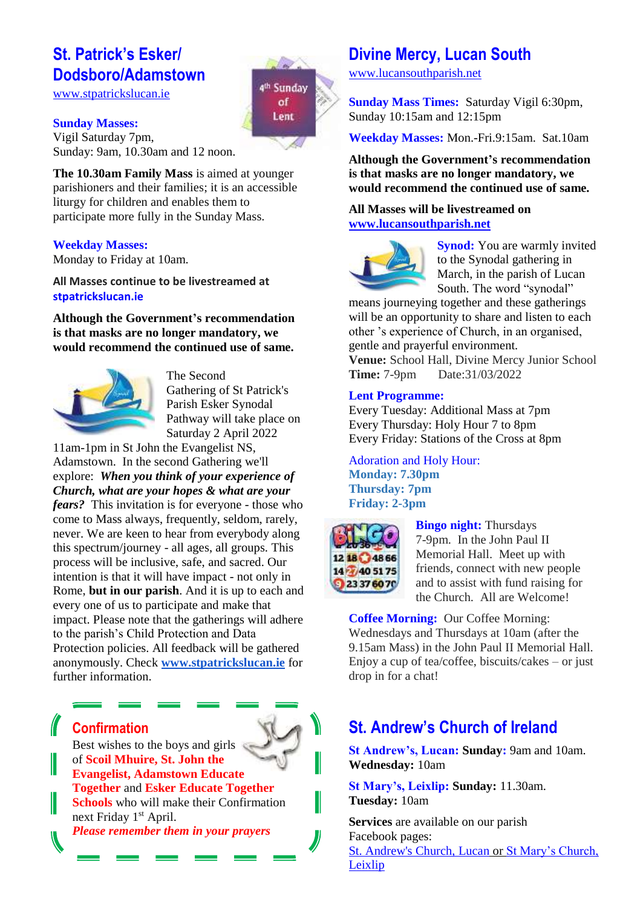## St. Patrick's Esker/ Dodsboro/Adamstown

www.stpatrickslucan.ie

**Sunday Masses:**
Vigil Saturday 7pm,
Sunday: 9am, 10.30am and 12 noon.

**The 10.30am Family Mass** is aimed at younger parishioners and their families; it is an accessible liturgy for children and enables them to participate more fully in the Sunday Mass.

**Weekday Masses:**
Monday to Friday at 10am.

**All Masses continue to be livestreamed at stpatrickslucan.ie**

**Although the Government's recommendation is that masks are no longer mandatory, we would recommend the continued use of same.**

The Second Gathering of St Patrick's Parish Esker Synodal Pathway will take place on Saturday 2 April 2022 11am-1pm in St John the Evangelist NS, Adamstown. In the second Gathering we'll explore: ***When you think of your experience of Church, what are your hopes & what are your fears?*** This invitation is for everyone - those who come to Mass always, frequently, seldom, rarely, never. We are keen to hear from everybody along this spectrum/journey - all ages, all groups. This process will be inclusive, safe, and sacred. Our intention is that it will have impact - not only in Rome, **but in our parish**. And it is up to each and every one of us to participate and make that impact. Please note that the gatherings will adhere to the parish's Child Protection and Data Protection policies. All feedback will be gathered anonymously. Check **www.stpatrickslucan.ie** for further information.

### Confirmation

Best wishes to the boys and girls of **Scoil Mhuire, St. John the Evangelist, Adamstown Educate Together** and **Esker Educate Together Schools** who will make their Confirmation next Friday 1st April.

***Please remember them in your prayers***

## Divine Mercy, Lucan South

www.lucansouthparish.net

**Sunday Mass Times:** Saturday Vigil 6:30pm, Sunday 10:15am and 12:15pm

**Weekday Masses:** Mon.-Fri.9:15am. Sat.10am

**Although the Government's recommendation is that masks are no longer mandatory, we would recommend the continued use of same.**

**All Masses will be livestreamed on www.lucansouthparish.net**

**Synod:** You are warmly invited to the Synodal gathering in March, in the parish of Lucan South. The word "synodal" means journeying together and these gatherings will be an opportunity to share and listen to each other 's experience of Church, in an organised, gentle and prayerful environment.
**Venue:** School Hall, Divine Mercy Junior School
**Time:** 7-9pm Date:31/03/2022

**Lent Programme:**
Every Tuesday: Additional Mass at 7pm
Every Thursday: Holy Hour 7 to 8pm
Every Friday: Stations of the Cross at 8pm

Adoration and Holy Hour:
**Monday: 7.30pm**
**Thursday: 7pm**
**Friday: 2-3pm**

**Bingo night:** Thursdays 7-9pm. In the John Paul II Memorial Hall. Meet up with friends, connect with new people and to assist with fund raising for the Church. All are Welcome!

**Coffee Morning:** Our Coffee Morning: Wednesdays and Thursdays at 10am (after the 9.15am Mass) in the John Paul II Memorial Hall. Enjoy a cup of tea/coffee, biscuits/cakes – or just drop in for a chat!

## St. Andrew's Church of Ireland

**St Andrew's, Lucan: Sunday:** 9am and 10am.
**Wednesday:** 10am

**St Mary's, Leixlip: Sunday:** 11.30am.
**Tuesday:** 10am

**Services** are available on our parish Facebook pages:
St. Andrew's Church, Lucan or St Mary's Church, Leixlip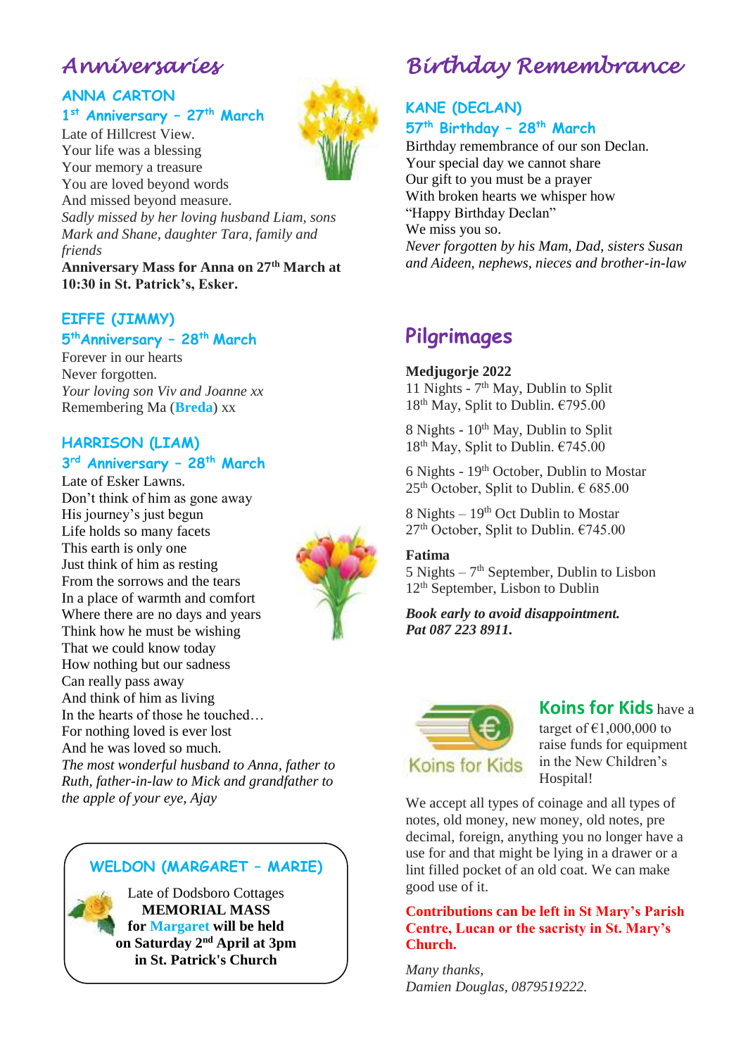# Anniversaries

### ANNA CARTON

### 1st Anniversary – 27th March

Late of Hillcrest View.
Your life was a blessing
Your memory a treasure
You are loved beyond words
And missed beyond measure.
*Sadly missed by her loving husband Liam, sons Mark and Shane, daughter Tara, family and friends*
**Anniversary Mass for Anna on 27th March at 10:30 in St. Patrick's, Esker.**

### EIFFE (JIMMY)

### 5th Anniversary – 28th March

Forever in our hearts
Never forgotten.
*Your loving son Viv and Joanne xx*
Remembering Ma (**Breda**) xx

### HARRISON (LIAM)

### 3rd Anniversary – 28th March

Late of Esker Lawns.
Don't think of him as gone away
His journey's just begun
Life holds so many facets
This earth is only one
Just think of him as resting
From the sorrows and the tears
In a place of warmth and comfort
Where there are no days and years
Think how he must be wishing
That we could know today
How nothing but our sadness
Can really pass away
And think of him as living
In the hearts of those he touched…
For nothing loved is ever lost
And he was loved so much.
*The most wonderful husband to Anna, father to Ruth, father-in-law to Mick and grandfather to the apple of your eye, Ajay*

### WELDON (MARGARET – MARIE)

Late of Dodsboro Cottages
**MEMORIAL MASS**
**for Margaret will be held**
**on Saturday 2nd April at 3pm**
**in St. Patrick's Church**

# Birthday Remembrance

### KANE (DECLAN)

### 57th Birthday – 28th March

Birthday remembrance of our son Declan.
Your special day we cannot share
Our gift to you must be a prayer
With broken hearts we whisper how
"Happy Birthday Declan"
We miss you so.
*Never forgotten by his Mam, Dad, sisters Susan and Aideen, nephews, nieces and brother-in-law*

# Pilgrimages

**Medjugorje 2022**

11 Nights - 7th May, Dublin to Split
18th May, Split to Dublin. €795.00

8 Nights - 10th May, Dublin to Split
18th May, Split to Dublin. €745.00

6 Nights - 19th October, Dublin to Mostar
25th October, Split to Dublin. € 685.00

8 Nights – 19th Oct Dublin to Mostar
27th October, Split to Dublin. €745.00

**Fatima**

5 Nights – 7th September, Dublin to Lisbon
12th September, Lisbon to Dublin

***Book early to avoid disappointment.***
***Pat 087 223 8911.***

Koins for Kids

**Koins for Kids** have a target of €1,000,000 to raise funds for equipment in the New Children's Hospital!

We accept all types of coinage and all types of notes, old money, new money, old notes, pre decimal, foreign, anything you no longer have a use for and that might be lying in a drawer or a lint filled pocket of an old coat. We can make good use of it.

**Contributions can be left in St Mary's Parish Centre, Lucan or the sacristy in St. Mary's Church.**

*Many thanks,*
*Damien Douglas, 0879519222.*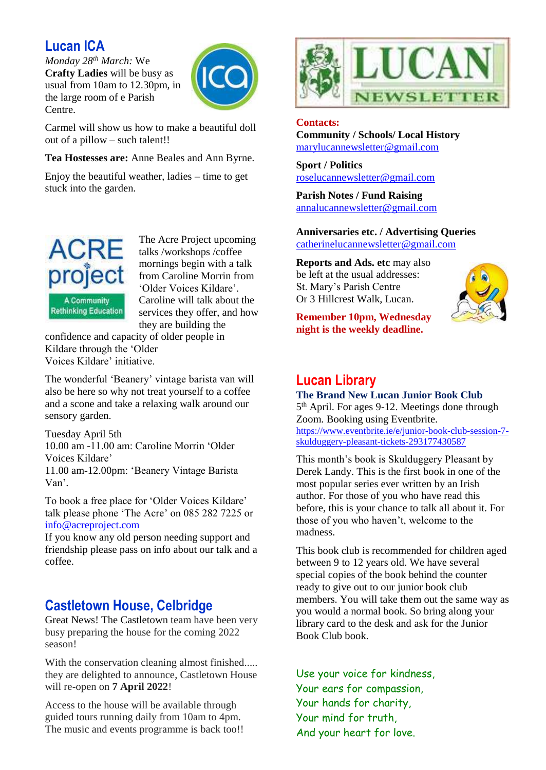## Lucan ICA

*Monday 28th March:* We **Crafty Ladies** will be busy as usual from 10am to 12.30pm, in the large room of e Parish Centre.

Carmel will show us how to make a beautiful doll out of a pillow – such talent!!

**Tea Hostesses are:** Anne Beales and Ann Byrne.

Enjoy the beautiful weather, ladies – time to get stuck into the garden.

The Acre Project upcoming talks /workshops /coffee mornings begin with a talk from Caroline Morrin from 'Older Voices Kildare'. Caroline will talk about the services they offer, and how they are building the confidence and capacity of older people in Kildare through the 'Older Voices Kildare' initiative.

The wonderful 'Beanery' vintage barista van will also be here so why not treat yourself to a coffee and a scone and take a relaxing walk around our sensory garden.

Tuesday April 5th
10.00 am -11.00 am: Caroline Morrin 'Older Voices Kildare'
11.00 am-12.00pm: 'Beanery Vintage Barista Van'.

To book a free place for 'Older Voices Kildare' talk please phone 'The Acre' on 085 282 7225 or info@acreproject.com
If you know any old person needing support and friendship please pass on info about our talk and a coffee.

## Castletown House, Celbridge

Great News! The Castletown team have been very busy preparing the house for the coming 2022 season!

With the conservation cleaning almost finished..... they are delighted to announce, Castletown House will re-open on **7 April 2022**!

Access to the house will be available through guided tours running daily from 10am to 4pm. The music and events programme is back too!!

# LUCAN NEWSLETTER

**Contacts:**

**Community / Schools/ Local History**
marylucannewsletter@gmail.com

**Sport / Politics**
roselucannewsletter@gmail.com

**Parish Notes / Fund Raising**
annalucannewsletter@gmail.com

**Anniversaries etc. / Advertising Queries**
catherinelucannewsletter@gmail.com

**Reports and Ads. etc** may also be left at the usual addresses:
St. Mary's Parish Centre
Or 3 Hillcrest Walk, Lucan.

**Remember 10pm, Wednesday night is the weekly deadline.**

## Lucan Library

**The Brand New Lucan Junior Book Club**
5th April. For ages 9-12. Meetings done through Zoom. Booking using Eventbrite.
https://www.eventbrite.ie/e/junior-book-club-session-7-skulduggery-pleasant-tickets-293177430587

This month's book is Skulduggery Pleasant by Derek Landy. This is the first book in one of the most popular series ever written by an Irish author. For those of you who have read this before, this is your chance to talk all about it. For those of you who haven't, welcome to the madness.

This book club is recommended for children aged between 9 to 12 years old. We have several special copies of the book behind the counter ready to give out to our junior book club members. You will take them out the same way as you would a normal book. So bring along your library card to the desk and ask for the Junior Book Club book.

Use your voice for kindness,
Your ears for compassion,
Your hands for charity,
Your mind for truth,
And your heart for love.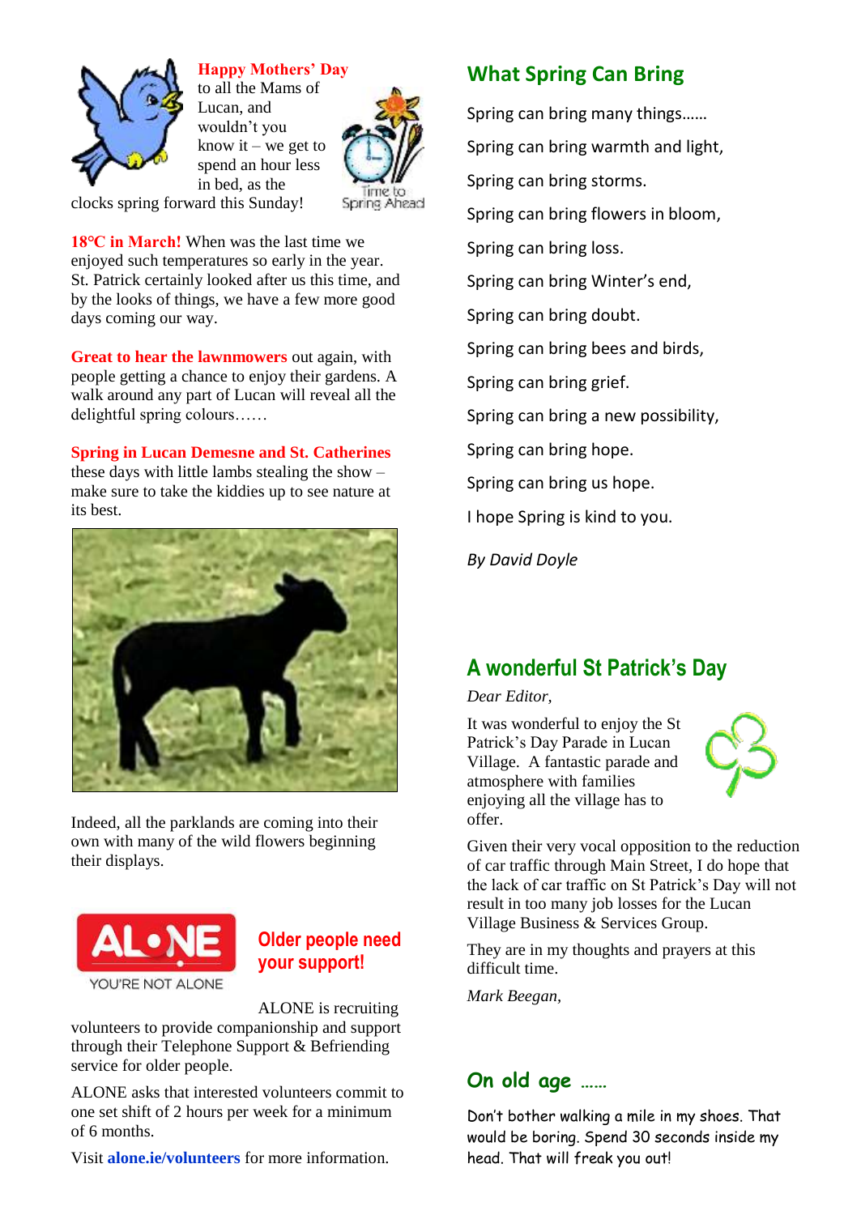**Happy Mothers' Day** to all the Mams of Lucan, and wouldn't you know it – we get to spend an hour less in bed, as the clocks spring forward this Sunday!

Time to Spring Ahead

**18°C in March!** When was the last time we enjoyed such temperatures so early in the year. St. Patrick certainly looked after us this time, and by the looks of things, we have a few more good days coming our way.

**Great to hear the lawnmowers** out again, with people getting a chance to enjoy their gardens. A walk around any part of Lucan will reveal all the delightful spring colours……

**Spring in Lucan Demesne and St. Catherines** these days with little lambs stealing the show – make sure to take the kiddies up to see nature at its best.

Indeed, all the parklands are coming into their own with many of the wild flowers beginning their displays.

ALONE
YOU'RE NOT ALONE

## Older people need your support!

ALONE is recruiting volunteers to provide companionship and support through their Telephone Support & Befriending service for older people.

ALONE asks that interested volunteers commit to one set shift of 2 hours per week for a minimum of 6 months.

Visit **alone.ie/volunteers** for more information.

## What Spring Can Bring

Spring can bring many things……

Spring can bring warmth and light,

Spring can bring storms.

Spring can bring flowers in bloom,

Spring can bring loss.

Spring can bring Winter's end,

Spring can bring doubt.

Spring can bring bees and birds,

Spring can bring grief.

Spring can bring a new possibility,

Spring can bring hope.

Spring can bring us hope.

I hope Spring is kind to you.

*By David Doyle*

## A wonderful St Patrick's Day

*Dear Editor,*

It was wonderful to enjoy the St Patrick's Day Parade in Lucan Village. A fantastic parade and atmosphere with families enjoying all the village has to offer.

Given their very vocal opposition to the reduction of car traffic through Main Street, I do hope that the lack of car traffic on St Patrick's Day will not result in too many job losses for the Lucan Village Business & Services Group.

They are in my thoughts and prayers at this difficult time.

*Mark Beegan,*

## On old age ……

Don't bother walking a mile in my shoes. That would be boring. Spend 30 seconds inside my head. That will freak you out!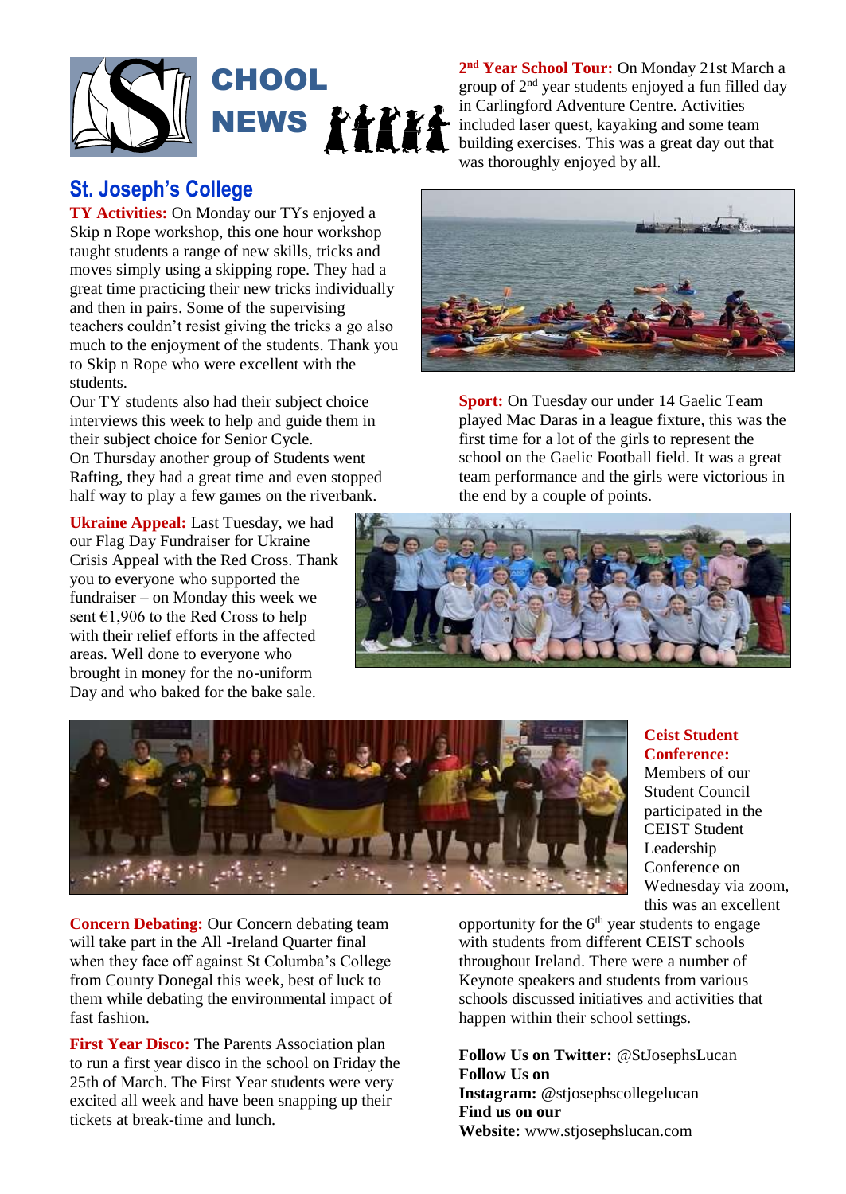# SCHOOL NEWS

## St. Joseph's College

**TY Activities:** On Monday our TYs enjoyed a Skip n Rope workshop, this one hour workshop taught students a range of new skills, tricks and moves simply using a skipping rope. They had a great time practicing their new tricks individually and then in pairs. Some of the supervising teachers couldn't resist giving the tricks a go also much to the enjoyment of the students. Thank you to Skip n Rope who were excellent with the students.

Our TY students also had their subject choice interviews this week to help and guide them in their subject choice for Senior Cycle.

On Thursday another group of Students went Rafting, they had a great time and even stopped half way to play a few games on the riverbank.

**Ukraine Appeal:** Last Tuesday, we had our Flag Day Fundraiser for Ukraine Crisis Appeal with the Red Cross. Thank you to everyone who supported the fundraiser – on Monday this week we sent €1,906 to the Red Cross to help with their relief efforts in the affected areas. Well done to everyone who brought in money for the no-uniform Day and who baked for the bake sale.

**2nd Year School Tour:** On Monday 21st March a group of 2nd year students enjoyed a fun filled day in Carlingford Adventure Centre. Activities included laser quest, kayaking and some team building exercises. This was a great day out that was thoroughly enjoyed by all.

**Sport:** On Tuesday our under 14 Gaelic Team played Mac Daras in a league fixture, this was the first time for a lot of the girls to represent the school on the Gaelic Football field. It was a great team performance and the girls were victorious in the end by a couple of points.

**Ceist Student Conference:** Members of our Student Council participated in the CEIST Student Leadership Conference on Wednesday via zoom, this was an excellent opportunity for the 6th year students to engage with students from different CEIST schools throughout Ireland. There were a number of Keynote speakers and students from various schools discussed initiatives and activities that happen within their school settings.

**Concern Debating:** Our Concern debating team will take part in the All -Ireland Quarter final when they face off against St Columba's College from County Donegal this week, best of luck to them while debating the environmental impact of fast fashion.

**First Year Disco:** The Parents Association plan to run a first year disco in the school on Friday the 25th of March. The First Year students were very excited all week and have been snapping up their tickets at break-time and lunch.

**Follow Us on Twitter:** @StJosephsLucan
**Follow Us on Instagram:** @stjosephscollegelucan
**Find us on our Website:** www.stjosephslucan.com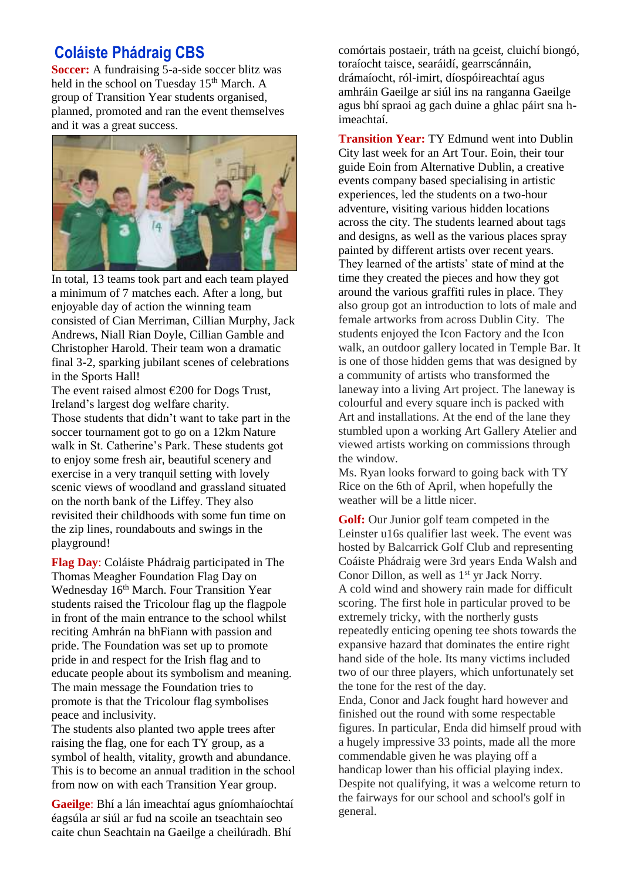## Coláiste Phádraig CBS

**Soccer:** A fundraising 5-a-side soccer blitz was held in the school on Tuesday 15th March. A group of Transition Year students organised, planned, promoted and ran the event themselves and it was a great success.

In total, 13 teams took part and each team played a minimum of 7 matches each. After a long, but enjoyable day of action the winning team consisted of Cian Merriman, Cillian Murphy, Jack Andrews, Niall Rian Doyle, Cillian Gamble and Christopher Harold. Their team won a dramatic final 3-2, sparking jubilant scenes of celebrations in the Sports Hall!

The event raised almost €200 for Dogs Trust, Ireland's largest dog welfare charity.

Those students that didn't want to take part in the soccer tournament got to go on a 12km Nature walk in St. Catherine's Park. These students got to enjoy some fresh air, beautiful scenery and exercise in a very tranquil setting with lovely scenic views of woodland and grassland situated on the north bank of the Liffey. They also revisited their childhoods with some fun time on the zip lines, roundabouts and swings in the playground!

**Flag Day**: Coláiste Phádraig participated in The Thomas Meagher Foundation Flag Day on Wednesday 16th March. Four Transition Year students raised the Tricolour flag up the flagpole in front of the main entrance to the school whilst reciting Amhrán na bhFiann with passion and pride. The Foundation was set up to promote pride in and respect for the Irish flag and to educate people about its symbolism and meaning. The main message the Foundation tries to promote is that the Tricolour flag symbolises peace and inclusivity.

The students also planted two apple trees after raising the flag, one for each TY group, as a symbol of health, vitality, growth and abundance. This is to become an annual tradition in the school from now on with each Transition Year group.

**Gaeilge**: Bhí a lán imeachtaí agus gníomhaíochtaí éagsúla ar siúl ar fud na scoile an tseachtain seo caite chun Seachtain na Gaeilge a cheilúradh. Bhí comórtais postaeir, tráth na gceist, cluichí biongó, toraíocht taisce, searáidí, gearrscánnáin, drámaíocht, ról-imirt, díospóireachtaí agus amhráin Gaeilge ar siúl ins na ranganna Gaeilge agus bhí spraoi ag gach duine a ghlac páirt sna h-imeachtaí.

**Transition Year:** TY Edmund went into Dublin City last week for an Art Tour. Eoin, their tour guide Eoin from Alternative Dublin, a creative events company based specialising in artistic experiences, led the students on a two-hour adventure, visiting various hidden locations across the city. The students learned about tags and designs, as well as the various places spray painted by different artists over recent years. They learned of the artists' state of mind at the time they created the pieces and how they got around the various graffiti rules in place. They also group got an introduction to lots of male and female artworks from across Dublin City. The students enjoyed the Icon Factory and the Icon walk, an outdoor gallery located in Temple Bar. It is one of those hidden gems that was designed by a community of artists who transformed the laneway into a living Art project. The laneway is colourful and every square inch is packed with Art and installations. At the end of the lane they stumbled upon a working Art Gallery Atelier and viewed artists working on commissions through the window.

Ms. Ryan looks forward to going back with TY Rice on the 6th of April, when hopefully the weather will be a little nicer.

**Golf:** Our Junior golf team competed in the Leinster u16s qualifier last week. The event was hosted by Balcarrick Golf Club and representing Coáiste Phádraig were 3rd years Enda Walsh and Conor Dillon, as well as 1st yr Jack Norry.

A cold wind and showery rain made for difficult scoring. The first hole in particular proved to be extremely tricky, with the northerly gusts repeatedly enticing opening tee shots towards the expansive hazard that dominates the entire right hand side of the hole. Its many victims included two of our three players, which unfortunately set the tone for the rest of the day.

Enda, Conor and Jack fought hard however and finished out the round with some respectable figures. In particular, Enda did himself proud with a hugely impressive 33 points, made all the more commendable given he was playing off a handicap lower than his official playing index. Despite not qualifying, it was a welcome return to the fairways for our school and school's golf in general.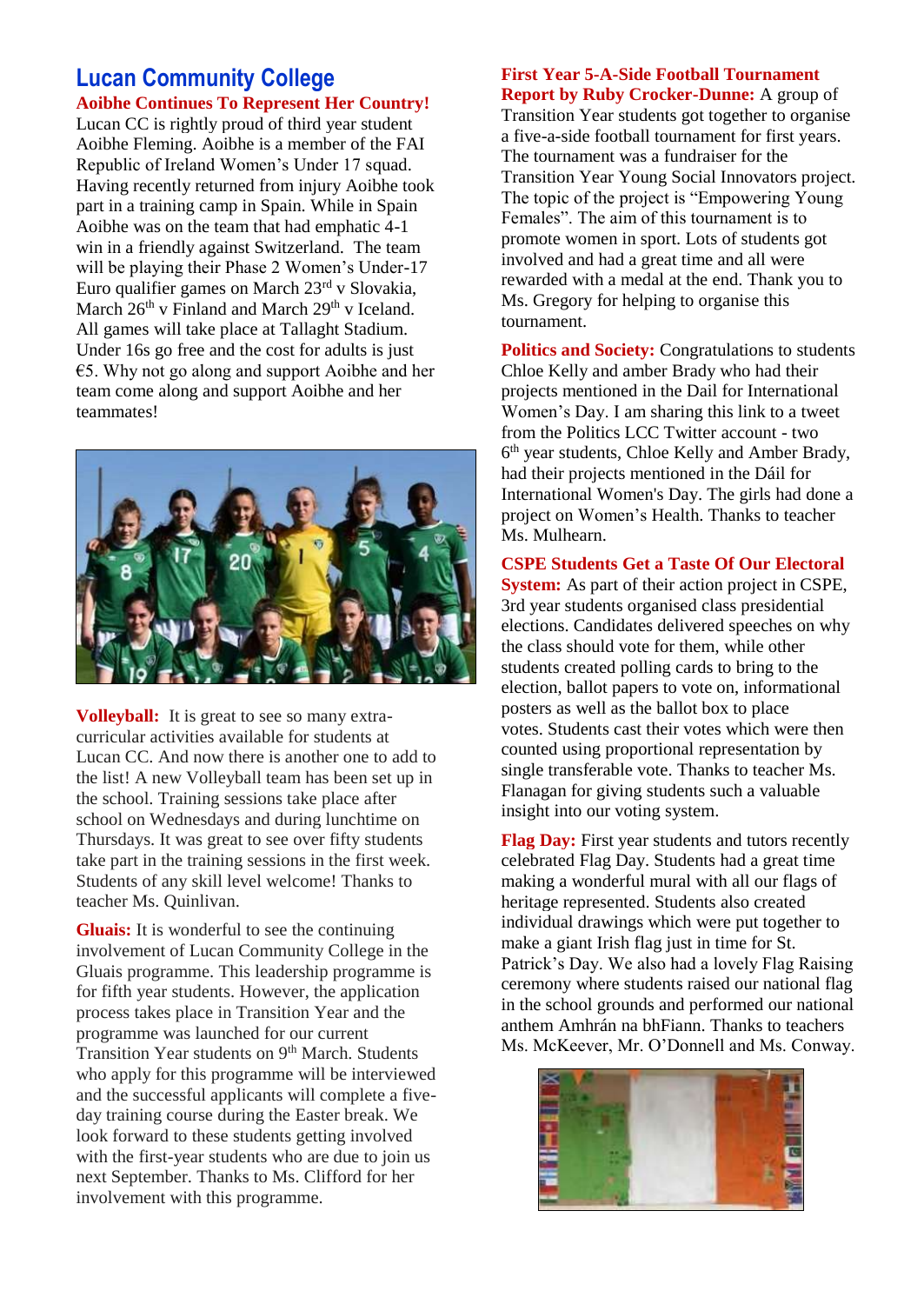## Lucan Community College

**Aoibhe Continues To Represent Her Country!**

Lucan CC is rightly proud of third year student Aoibhe Fleming. Aoibhe is a member of the FAI Republic of Ireland Women's Under 17 squad. Having recently returned from injury Aoibhe took part in a training camp in Spain. While in Spain Aoibhe was on the team that had emphatic 4-1 win in a friendly against Switzerland. The team will be playing their Phase 2 Women's Under-17 Euro qualifier games on March 23rd v Slovakia, March 26th v Finland and March 29th v Iceland. All games will take place at Tallaght Stadium. Under 16s go free and the cost for adults is just €5. Why not go along and support Aoibhe and her team come along and support Aoibhe and her teammates!

**Volleyball:** It is great to see so many extra-curricular activities available for students at Lucan CC. And now there is another one to add to the list! A new Volleyball team has been set up in the school. Training sessions take place after school on Wednesdays and during lunchtime on Thursdays. It was great to see over fifty students take part in the training sessions in the first week. Students of any skill level welcome! Thanks to teacher Ms. Quinlivan.

**Gluais:** It is wonderful to see the continuing involvement of Lucan Community College in the Gluais programme. This leadership programme is for fifth year students. However, the application process takes place in Transition Year and the programme was launched for our current Transition Year students on 9th March. Students who apply for this programme will be interviewed and the successful applicants will complete a five-day training course during the Easter break. We look forward to these students getting involved with the first-year students who are due to join us next September. Thanks to Ms. Clifford for her involvement with this programme.

**First Year 5-A-Side Football Tournament Report by Ruby Crocker-Dunne:** A group of Transition Year students got together to organise a five-a-side football tournament for first years. The tournament was a fundraiser for the Transition Year Young Social Innovators project. The topic of the project is "Empowering Young Females". The aim of this tournament is to promote women in sport. Lots of students got involved and had a great time and all were rewarded with a medal at the end. Thank you to Ms. Gregory for helping to organise this tournament.

**Politics and Society:** Congratulations to students Chloe Kelly and amber Brady who had their projects mentioned in the Dail for International Women's Day. I am sharing this link to a tweet from the Politics LCC Twitter account - two 6th year students, Chloe Kelly and Amber Brady, had their projects mentioned in the Dáil for International Women's Day. The girls had done a project on Women's Health. Thanks to teacher Ms. Mulhearn.

**CSPE Students Get a Taste Of Our Electoral System:** As part of their action project in CSPE, 3rd year students organised class presidential elections. Candidates delivered speeches on why the class should vote for them, while other students created polling cards to bring to the election, ballot papers to vote on, informational posters as well as the ballot box to place votes. Students cast their votes which were then counted using proportional representation by single transferable vote. Thanks to teacher Ms. Flanagan for giving students such a valuable insight into our voting system.

**Flag Day:** First year students and tutors recently celebrated Flag Day. Students had a great time making a wonderful mural with all our flags of heritage represented. Students also created individual drawings which were put together to make a giant Irish flag just in time for St. Patrick's Day. We also had a lovely Flag Raising ceremony where students raised our national flag in the school grounds and performed our national anthem Amhrán na bhFiann. Thanks to teachers Ms. McKeever, Mr. O'Donnell and Ms. Conway.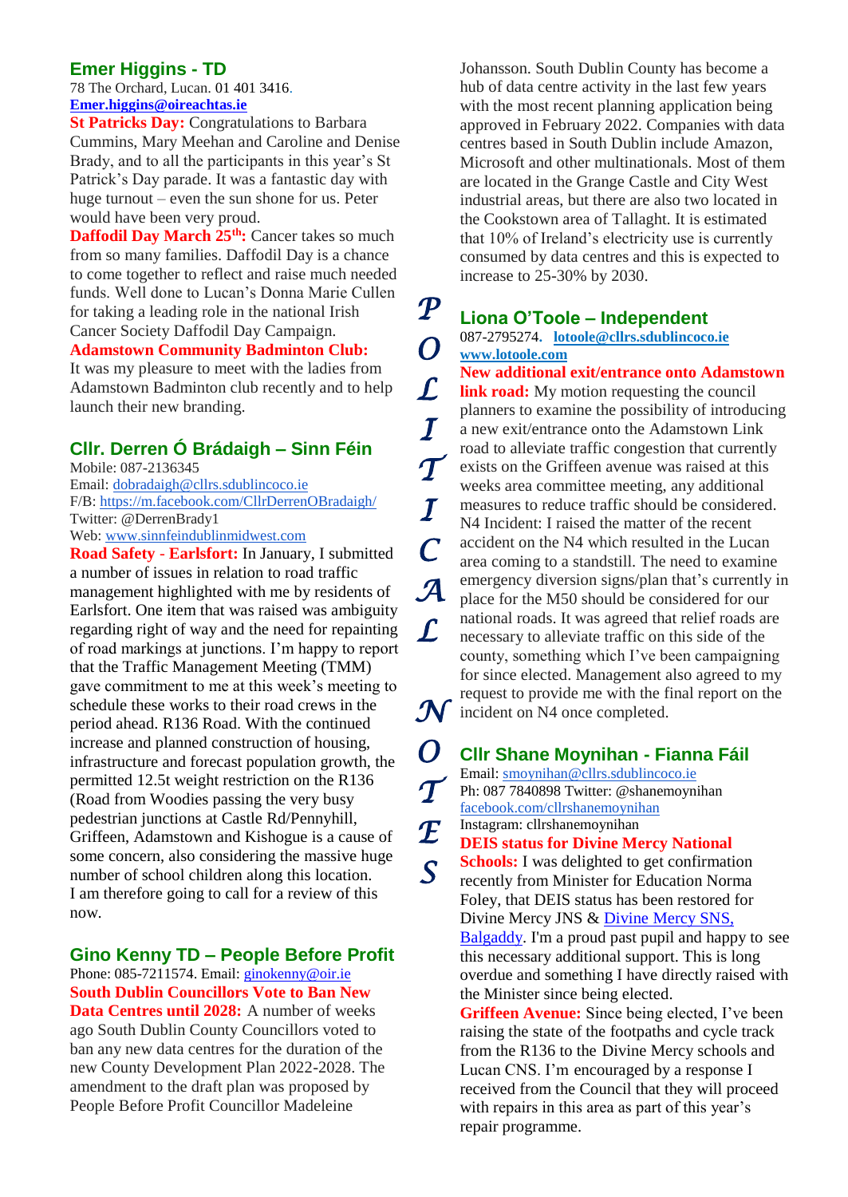## Emer Higgins - TD

78 The Orchard, Lucan. 01 401 3416.
**Emer.higgins@oireachtas.ie**

**St Patricks Day:** Congratulations to Barbara Cummins, Mary Meehan and Caroline and Denise Brady, and to all the participants in this year's St Patrick's Day parade. It was a fantastic day with huge turnout – even the sun shone for us. Peter would have been very proud.

**Daffodil Day March 25th:** Cancer takes so much from so many families. Daffodil Day is a chance to come together to reflect and raise much needed funds. Well done to Lucan's Donna Marie Cullen for taking a leading role in the national Irish Cancer Society Daffodil Day Campaign.

**Adamstown Community Badminton Club:** It was my pleasure to meet with the ladies from Adamstown Badminton club recently and to help launch their new branding.

## Cllr. Derren Ó Brádaigh – Sinn Féin

Mobile: 087-2136345
Email: dobradaigh@cllrs.sdublincoco.ie
F/B: https://m.facebook.com/CllrDerrenOBradaigh/
Twitter: @DerrenBrady1
Web: www.sinnfeindublinmidwest.com

**Road Safety - Earlsfort:** In January, I submitted a number of issues in relation to road traffic management highlighted with me by residents of Earlsfort. One item that was raised was ambiguity regarding right of way and the need for repainting of road markings at junctions. I'm happy to report that the Traffic Management Meeting (TMM) gave commitment to me at this week's meeting to schedule these works to their road crews in the period ahead. R136 Road. With the continued increase and planned construction of housing, infrastructure and forecast population growth, the permitted 12.5t weight restriction on the R136 (Road from Woodies passing the very busy pedestrian junctions at Castle Rd/Pennyhill, Griffeen, Adamstown and Kishogue is a cause of some concern, also considering the massive huge number of school children along this location. I am therefore going to call for a review of this now.

## Gino Kenny TD – People Before Profit

Phone: 085-7211574. Email: ginokenny@oir.ie

**South Dublin Councillors Vote to Ban New Data Centres until 2028:** A number of weeks ago South Dublin County Councillors voted to ban any new data centres for the duration of the new County Development Plan 2022-2028. The amendment to the draft plan was proposed by People Before Profit Councillor Madeleine Johansson. South Dublin County has become a hub of data centre activity in the last few years with the most recent planning application being approved in February 2022. Companies with data centres based in South Dublin include Amazon, Microsoft and other multinationals. Most of them are located in the Grange Castle and City West industrial areas, but there are also two located in the Cookstown area of Tallaght. It is estimated that 10% of Ireland's electricity use is currently consumed by data centres and this is expected to increase to 25-30% by 2030.

# POLITICAL NOTES

## Liona O'Toole – Independent

087-2795274. **lotoole@cllrs.sdublincoco.ie**
**www.lotoole.com**

**New additional exit/entrance onto Adamstown link road:** My motion requesting the council planners to examine the possibility of introducing a new exit/entrance onto the Adamstown Link road to alleviate traffic congestion that currently exists on the Griffeen avenue was raised at this weeks area committee meeting, any additional measures to reduce traffic should be considered. N4 Incident: I raised the matter of the recent accident on the N4 which resulted in the Lucan area coming to a standstill. The need to examine emergency diversion signs/plan that's currently in place for the M50 should be considered for our national roads. It was agreed that relief roads are necessary to alleviate traffic on this side of the county, something which I've been campaigning for since elected. Management also agreed to my request to provide me with the final report on the incident on N4 once completed.

## Cllr Shane Moynihan - Fianna Fáil

Email: smoynihan@cllrs.sdublincoco.ie
Ph: 087 7840898 Twitter: @shanemoynihan
facebook.com/cllrshanemoynihan
Instagram: cllrshanemoynihan

**DEIS status for Divine Mercy National Schools:** I was delighted to get confirmation recently from Minister for Education Norma Foley, that DEIS status has been restored for Divine Mercy JNS & Divine Mercy SNS, Balgaddy. I'm a proud past pupil and happy to see this necessary additional support. This is long overdue and something I have directly raised with the Minister since being elected.

**Griffeen Avenue:** Since being elected, I've been raising the state of the footpaths and cycle track from the R136 to the Divine Mercy schools and Lucan CNS. I'm encouraged by a response I received from the Council that they will proceed with repairs in this area as part of this year's repair programme.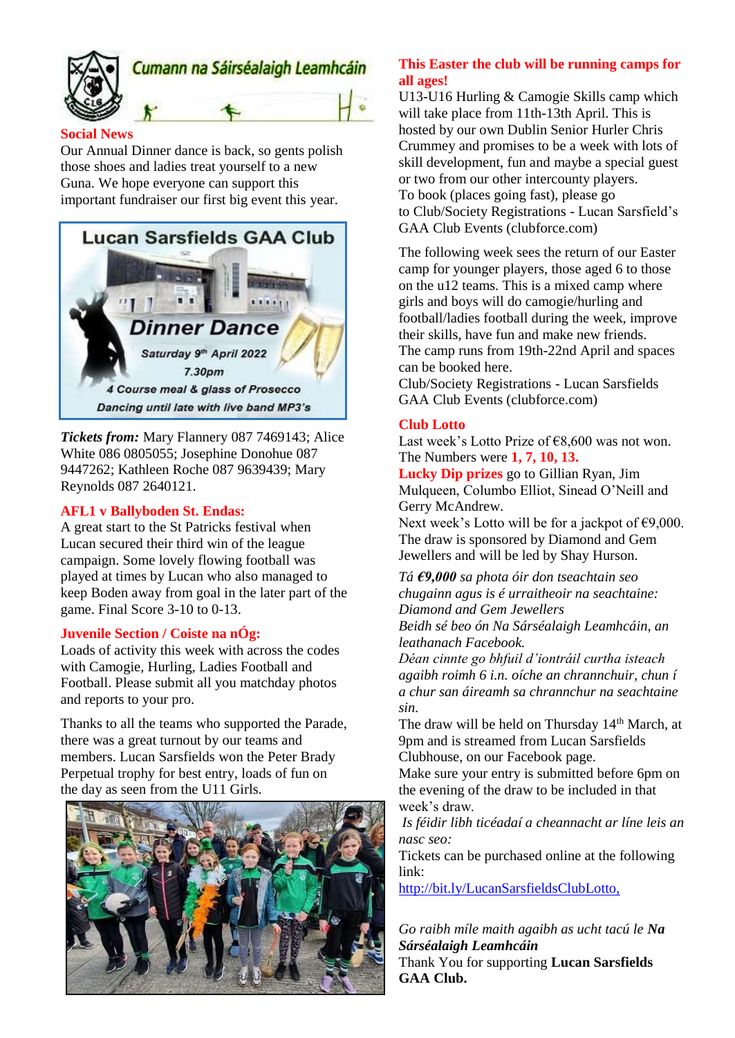Cumann na Sáirséalaigh Leamhcáin

## Social News

Our Annual Dinner dance is back, so gents polish those shoes and ladies treat yourself to a new Guna. We hope everyone can support this important fundraiser our first big event this year.

**Lucan Sarsfields GAA Club**

**Dinner Dance**

**Saturday 9th April 2022**

**7.30pm**

**4 Course meal & glass of Prosecco**

**Dancing until late with live band MP3's**

***Tickets from:*** Mary Flannery 087 7469143; Alice White 086 0805055; Josephine Donohue 087 9447262; Kathleen Roche 087 9639439; Mary Reynolds 087 2640121.

## AFL1 v Ballyboden St. Endas:

A great start to the St Patricks festival when Lucan secured their third win of the league campaign. Some lovely flowing football was played at times by Lucan who also managed to keep Boden away from goal in the later part of the game. Final Score 3-10 to 0-13.

## Juvenile Section / Coiste na nÓg:

Loads of activity this week with across the codes with Camogie, Hurling, Ladies Football and Football. Please submit all you matchday photos and reports to your pro.

Thanks to all the teams who supported the Parade, there was a great turnout by our teams and members. Lucan Sarsfields won the Peter Brady Perpetual trophy for best entry, loads of fun on the day as seen from the U11 Girls.

## This Easter the club will be running camps for all ages!

U13-U16 Hurling & Camogie Skills camp which will take place from 11th-13th April. This is hosted by our own Dublin Senior Hurler Chris Crummey and promises to be a week with lots of skill development, fun and maybe a special guest or two from our other intercounty players.
To book (places going fast), please go to Club/Society Registrations - Lucan Sarsfield's GAA Club Events (clubforce.com)

The following week sees the return of our Easter camp for younger players, those aged 6 to those on the u12 teams. This is a mixed camp where girls and boys will do camogie/hurling and football/ladies football during the week, improve their skills, have fun and make new friends.
The camp runs from 19th-22nd April and spaces can be booked here.
Club/Society Registrations - Lucan Sarsfields GAA Club Events (clubforce.com)

## Club Lotto

Last week's Lotto Prize of €8,600 was not won. The Numbers were **1, 7, 10, 13.**
**Lucky Dip prizes** go to Gillian Ryan, Jim Mulqueen, Columbo Elliot, Sinead O'Neill and Gerry McAndrew.
Next week's Lotto will be for a jackpot of €9,000. The draw is sponsored by Diamond and Gem Jewellers and will be led by Shay Hurson.

*Tá **€9,000** sa photа óir don tseachtain seo chugainn agus is é urraitheoir na seachtaine: Diamond and Gem Jewellers*
*Beidh sé beo ón Na Sárséalaigh Leamhcáin, an leathanach Facebook.*
*Déan cinnte go bhfuil d'iontráil curtha isteach agaibh roimh 6 i.n. oíche an chrannchuir, chun í a chur san áireamh sa chrannchur na seachtaine sin.*
The draw will be held on Thursday 14th March, at 9pm and is streamed from Lucan Sarsfields Clubhouse, on our Facebook page.
Make sure your entry is submitted before 6pm on the evening of the draw to be included in that week's draw.
*Is féidir libh ticéadaí a cheannacht ar líne leis an nasc seo:*
Tickets can be purchased online at the following link:
http://bit.ly/LucanSarsfieldsClubLotto,

*Go raibh míle maith agaibh as ucht tacú le **Na Sárséalaigh Leamhcáin***
Thank You for supporting **Lucan Sarsfields GAA Club.**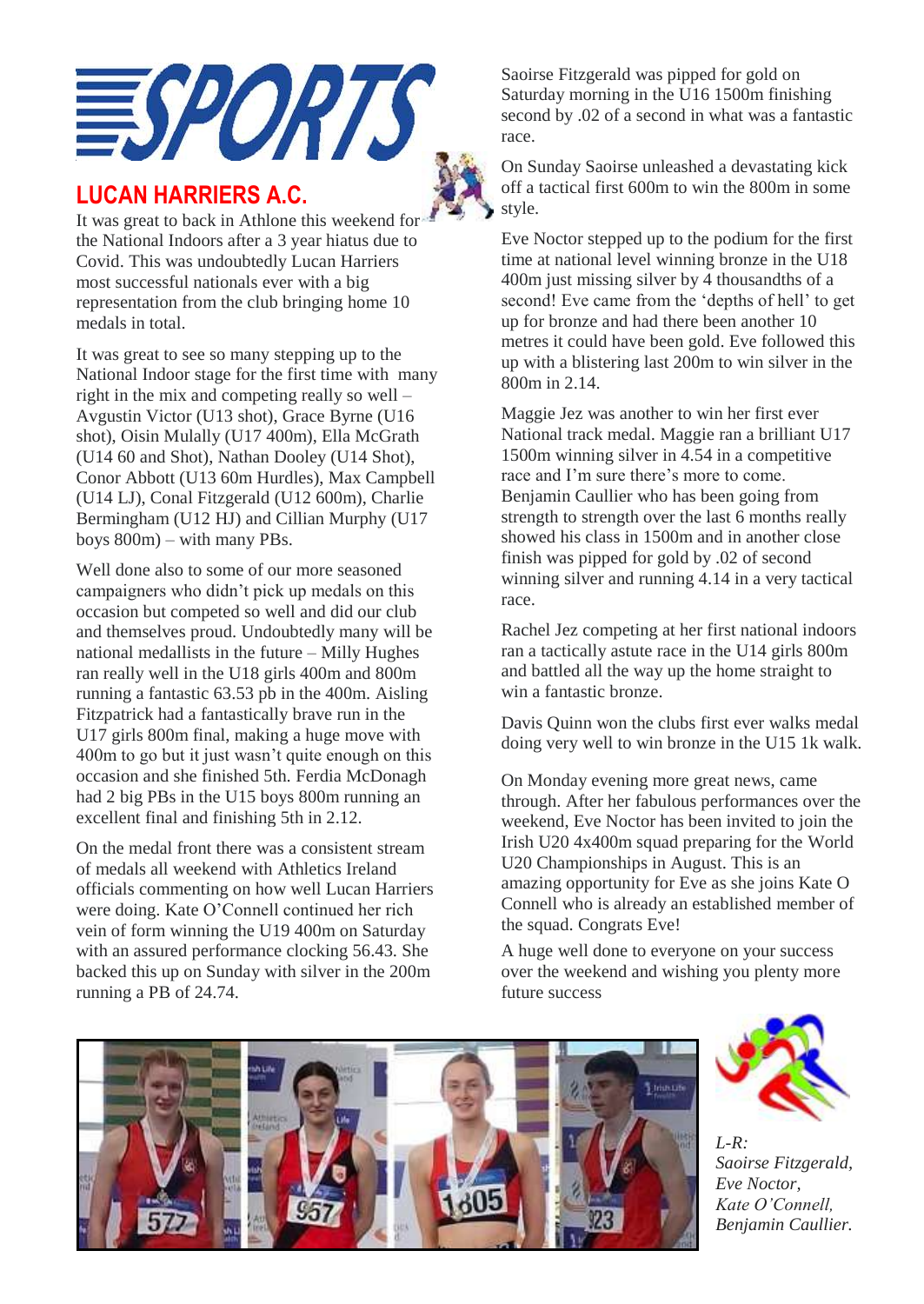# SPORTS

## LUCAN HARRIERS A.C.

It was great to back in Athlone this weekend for the National Indoors after a 3 year hiatus due to Covid. This was undoubtedly Lucan Harriers most successful nationals ever with a big representation from the club bringing home 10 medals in total.

It was great to see so many stepping up to the National Indoor stage for the first time with many right in the mix and competing really so well – Avgustin Victor (U13 shot), Grace Byrne (U16 shot), Oisin Mulally (U17 400m), Ella McGrath (U14 60 and Shot), Nathan Dooley (U14 Shot), Conor Abbott (U13 60m Hurdles), Max Campbell (U14 LJ), Conal Fitzgerald (U12 600m), Charlie Bermingham (U12 HJ) and Cillian Murphy (U17 boys 800m) – with many PBs.

Well done also to some of our more seasoned campaigners who didn't pick up medals on this occasion but competed so well and did our club and themselves proud. Undoubtedly many will be national medallists in the future – Milly Hughes ran really well in the U18 girls 400m and 800m running a fantastic 63.53 pb in the 400m. Aisling Fitzpatrick had a fantastically brave run in the U17 girls 800m final, making a huge move with 400m to go but it just wasn't quite enough on this occasion and she finished 5th. Ferdia McDonagh had 2 big PBs in the U15 boys 800m running an excellent final and finishing 5th in 2.12.

On the medal front there was a consistent stream of medals all weekend with Athletics Ireland officials commenting on how well Lucan Harriers were doing. Kate O'Connell continued her rich vein of form winning the U19 400m on Saturday with an assured performance clocking 56.43. She backed this up on Sunday with silver in the 200m running a PB of 24.74.

Saoirse Fitzgerald was pipped for gold on Saturday morning in the U16 1500m finishing second by .02 of a second in what was a fantastic race.

On Sunday Saoirse unleashed a devastating kick off a tactical first 600m to win the 800m in some style.

Eve Noctor stepped up to the podium for the first time at national level winning bronze in the U18 400m just missing silver by 4 thousandths of a second! Eve came from the 'depths of hell' to get up for bronze and had there been another 10 metres it could have been gold. Eve followed this up with a blistering last 200m to win silver in the 800m in 2.14.

Maggie Jez was another to win her first ever National track medal. Maggie ran a brilliant U17 1500m winning silver in 4.54 in a competitive race and I'm sure there's more to come. Benjamin Caullier who has been going from strength to strength over the last 6 months really showed his class in 1500m and in another close finish was pipped for gold by .02 of second winning silver and running 4.14 in a very tactical race.

Rachel Jez competing at her first national indoors ran a tactically astute race in the U14 girls 800m and battled all the way up the home straight to win a fantastic bronze.

Davis Quinn won the clubs first ever walks medal doing very well to win bronze in the U15 1k walk.

On Monday evening more great news, came through. After her fabulous performances over the weekend, Eve Noctor has been invited to join the Irish U20 4x400m squad preparing for the World U20 Championships in August. This is an amazing opportunity for Eve as she joins Kate O Connell who is already an established member of the squad. Congrats Eve!

A huge well done to everyone on your success over the weekend and wishing you plenty more future success

*L-R: Saoirse Fitzgerald, Eve Noctor, Kate O'Connell, Benjamin Caullier.*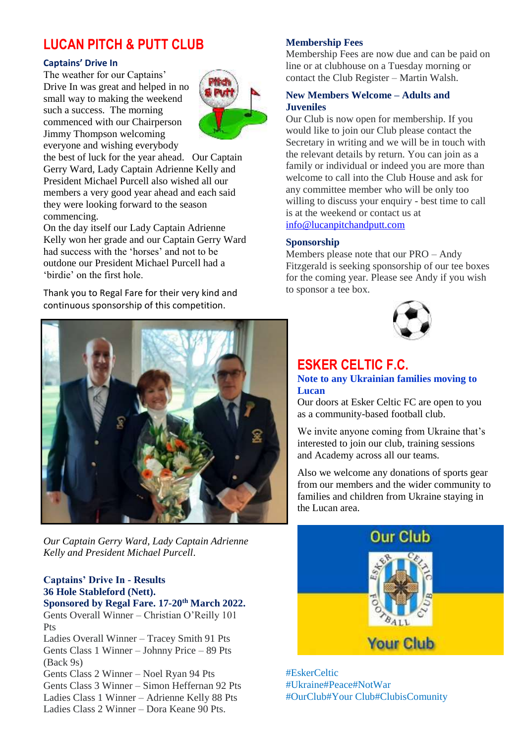# LUCAN PITCH & PUTT CLUB

### Captains' Drive In

The weather for our Captains' Drive In was great and helped in no small way to making the weekend such a success. The morning commenced with our Chairperson Jimmy Thompson welcoming everyone and wishing everybody the best of luck for the year ahead. Our Captain Gerry Ward, Lady Captain Adrienne Kelly and President Michael Purcell also wished all our members a very good year ahead and each said they were looking forward to the season commencing.

On the day itself our Lady Captain Adrienne Kelly won her grade and our Captain Gerry Ward had success with the 'horses' and not to be outdone our President Michael Purcell had a 'birdie' on the first hole.

Thank you to Regal Fare for their very kind and continuous sponsorship of this competition.

*Our Captain Gerry Ward, Lady Captain Adrienne Kelly and President Michael Purcell.*

### Captains' Drive In - Results
### 36 Hole Stableford (Nett).
### Sponsored by Regal Fare. 17-20th March 2022.

Gents Overall Winner – Christian O'Reilly 101 Pts
Ladies Overall Winner – Tracey Smith 91 Pts
Gents Class 1 Winner – Johnny Price – 89 Pts (Back 9s)
Gents Class 2 Winner – Noel Ryan 94 Pts
Gents Class 3 Winner – Simon Heffernan 92 Pts
Ladies Class 1 Winner – Adrienne Kelly 88 Pts
Ladies Class 2 Winner – Dora Keane 90 Pts.

### Membership Fees

Membership Fees are now due and can be paid on line or at clubhouse on a Tuesday morning or contact the Club Register – Martin Walsh.

### New Members Welcome – Adults and Juveniles

Our Club is now open for membership. If you would like to join our Club please contact the Secretary in writing and we will be in touch with the relevant details by return. You can join as a family or individual or indeed you are more than welcome to call into the Club House and ask for any committee member who will be only too willing to discuss your enquiry - best time to call is at the weekend or contact us at info@lucanpitchandputt.com

### Sponsorship

Members please note that our PRO – Andy Fitzgerald is seeking sponsorship of our tee boxes for the coming year. Please see Andy if you wish to sponsor a tee box.

# ESKER CELTIC F.C.

### Note to any Ukrainian families moving to Lucan

Our doors at Esker Celtic FC are open to you as a community-based football club.

We invite anyone coming from Ukraine that's interested to join our club, training sessions and Academy across all our teams.

Also we welcome any donations of sports gear from our members and the wider community to families and children from Ukraine staying in the Lucan area.

Our Club

Your Club

#EskerCeltic
#Ukraine#Peace#NotWar
#OurClub#Your Club#ClubisComunity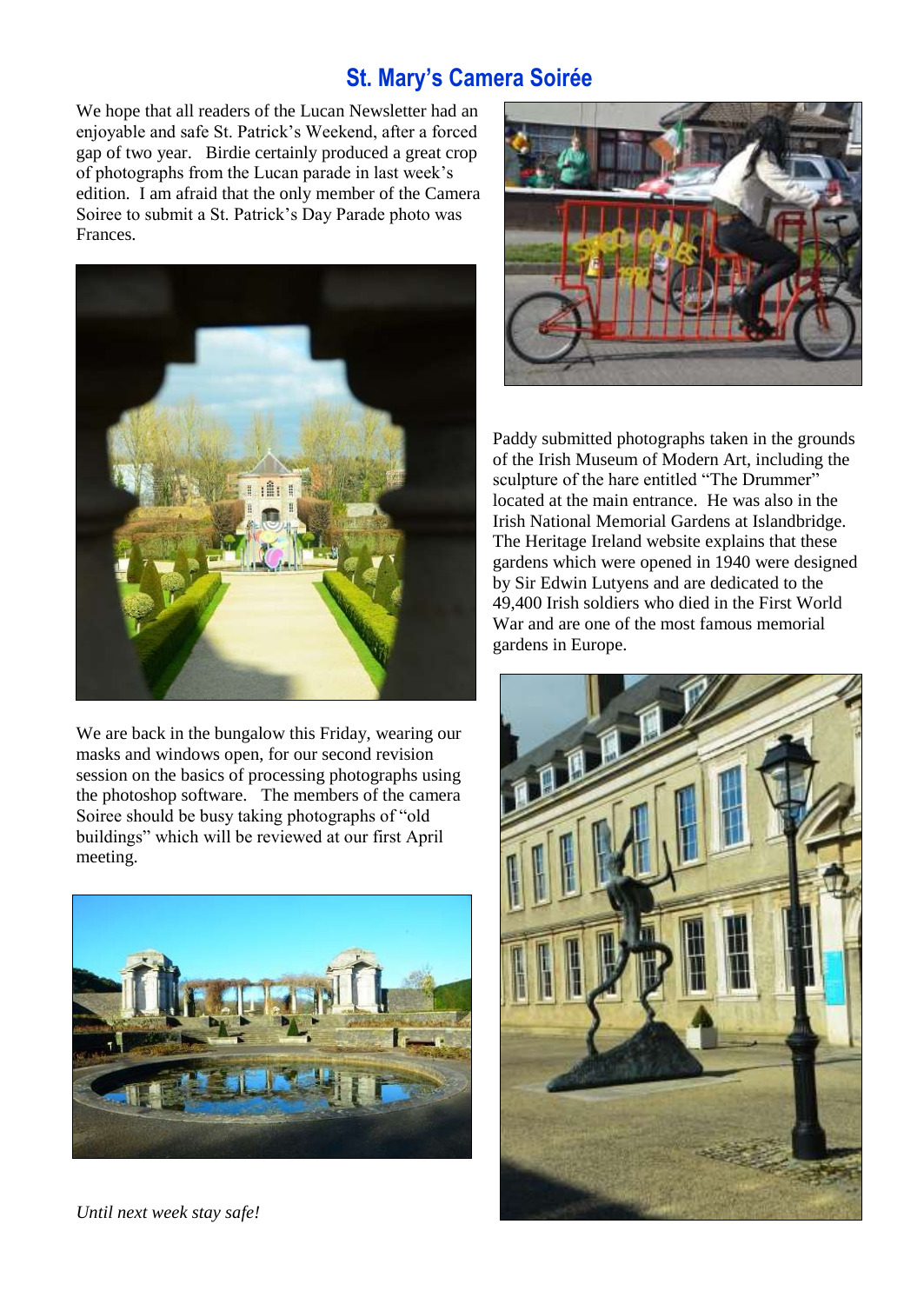## St. Mary's Camera Soirée

We hope that all readers of the Lucan Newsletter had an enjoyable and safe St. Patrick's Weekend, after a forced gap of two year. Birdie certainly produced a great crop of photographs from the Lucan parade in last week's edition. I am afraid that the only member of the Camera Soiree to submit a St. Patrick's Day Parade photo was Frances.

Paddy submitted photographs taken in the grounds of the Irish Museum of Modern Art, including the sculpture of the hare entitled "The Drummer" located at the main entrance. He was also in the Irish National Memorial Gardens at Islandbridge. The Heritage Ireland website explains that these gardens which were opened in 1940 were designed by Sir Edwin Lutyens and are dedicated to the 49,400 Irish soldiers who died in the First World War and are one of the most famous memorial gardens in Europe.

We are back in the bungalow this Friday, wearing our masks and windows open, for our second revision session on the basics of processing photographs using the photoshop software. The members of the camera Soiree should be busy taking photographs of "old buildings" which will be reviewed at our first April meeting.

*Until next week stay safe!*